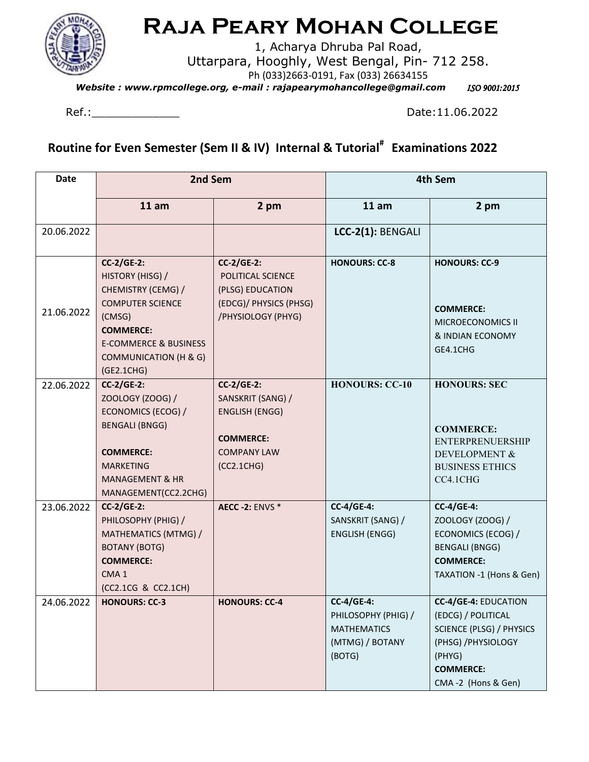# Raja Peary Mohan College

1, Acharya Dhruba Pal Road,
Uttarpara, Hooghly, West Bengal, Pin- 712 258.
Ph (033)2663-0191, Fax (033) 26634155

***Website : www.rpmcollege.org, e-mail : rajapearymohancollege@gmail.com*** *ISO 9001:2015*

Ref.:_____________ Date:11.06.2022

## Routine for Even Semester (Sem II & IV) Internal & Tutorial# Examinations 2022

| Date | 2nd Sem | | 4th Sem | |
|---|---|---|---|---|
| | **11 am** | **2 pm** | **11 am** | **2 pm** |
| 20.06.2022 | | | **LCC-2(1):** BENGALI | |
| 21.06.2022 | **CC-2/GE-2:** HISTORY (HISG) / CHEMISTRY (CEMG) / COMPUTER SCIENCE (CMSG) **COMMERCE:** E-COMMERCE & BUSINESS COMMUNICATION (H & G) (GE2.1CHG) | **CC-2/GE-2:** POLITICAL SCIENCE (PLSG) EDUCATION (EDCG)/ PHYSICS (PHSG) /PHYSIOLOGY (PHYG) | **HONOURS: CC-8** | **HONOURS: CC-9** **COMMERCE:** MICROECONOMICS II & INDIAN ECONOMY GE4.1CHG |
| 22.06.2022 | **CC-2/GE-2:** ZOOLOGY (ZOOG) / ECONOMICS (ECOG) / BENGALI (BNGG) **COMMERCE:** MARKETING MANAGEMENT & HR MANAGEMENT(CC2.2CHG) | **CC-2/GE-2:** SANSKRIT (SANG) / ENGLISH (ENGG) **COMMERCE:** COMPANY LAW (CC2.1CHG) | **HONOURS: CC-10** | **HONOURS: SEC** **COMMERCE:** ENTERPRENUERSHIP DEVELOPMENT & BUSINESS ETHICS CC4.1CHG |
| 23.06.2022 | **CC-2/GE-2:** PHILOSOPHY (PHIG) / MATHEMATICS (MTMG) / BOTANY (BOTG) **COMMERCE:** CMA 1 (CC2.1CG & CC2.1CH) | **AECC -2:** ENVS * | **CC-4/GE-4:** SANSKRIT (SANG) / ENGLISH (ENGG) | **CC-4/GE-4:** ZOOLOGY (ZOOG) / ECONOMICS (ECOG) / BENGALI (BNGG) **COMMERCE:** TAXATION -1 (Hons & Gen) |
| 24.06.2022 | **HONOURS: CC-3** | **HONOURS: CC-4** | **CC-4/GE-4:** PHILOSOPHY (PHIG) / MATHEMATICS (MTMG) / BOTANY (BOTG) | **CC-4/GE-4:** EDUCATION (EDCG) / POLITICAL SCIENCE (PLSG) / PHYSICS (PHSG) /PHYSIOLOGY (PHYG) **COMMERCE:** CMA -2 (Hons & Gen) |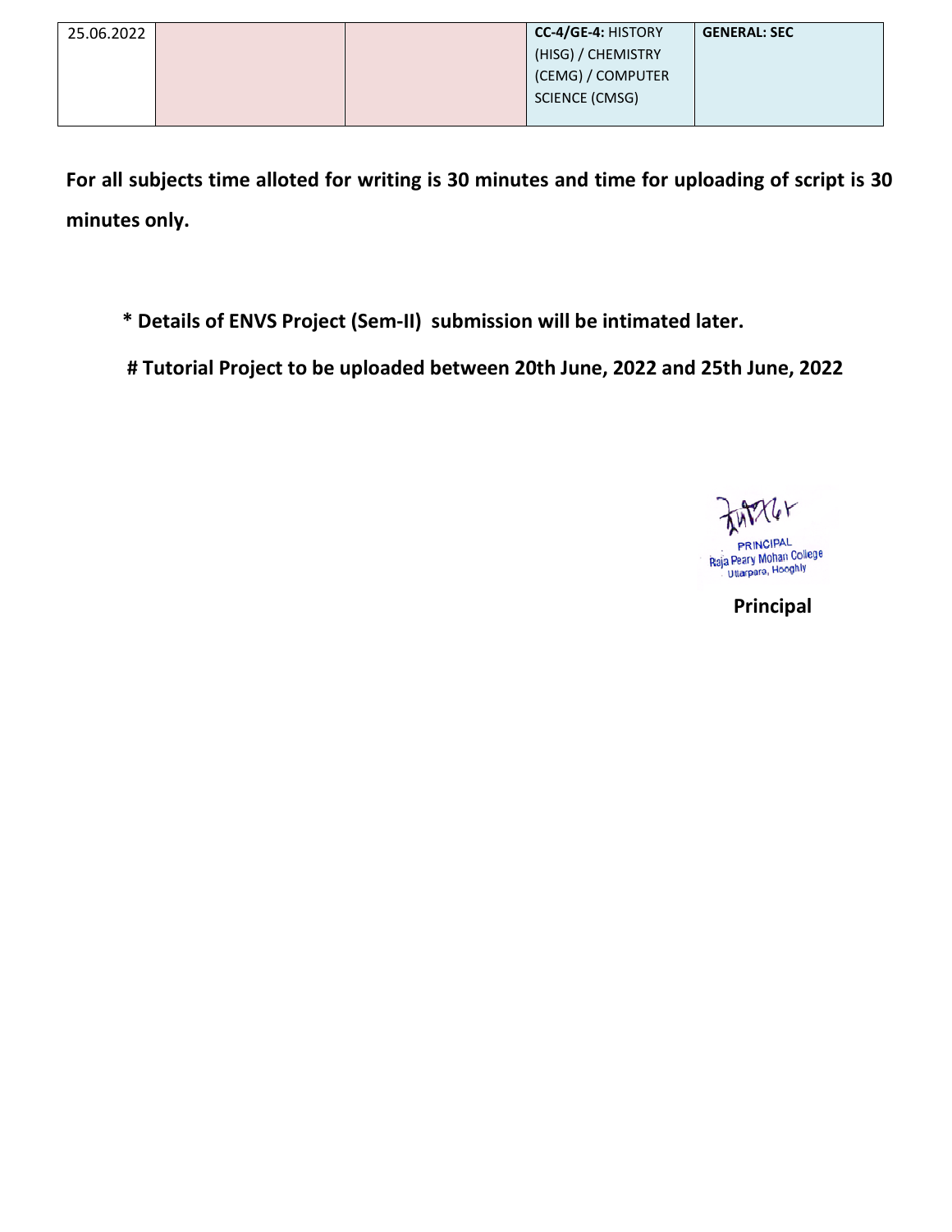| | | | | |
|---|---|---|---|---|
| 25.06.2022 | | | **CC-4/GE-4:** HISTORY (HISG) / CHEMISTRY (CEMG) / COMPUTER SCIENCE (CMSG) | **GENERAL: SEC** |

**For all subjects time alloted for writing is 30 minutes and time for uploading of script is 30 minutes only.**

**\* Details of ENVS Project (Sem-II) submission will be intimated later.**

**# Tutorial Project to be uploaded between 20th June, 2022 and 25th June, 2022**

PRINCIPAL
Raja Peary Mohan College
Uttarpara, Hooghly

**Principal**